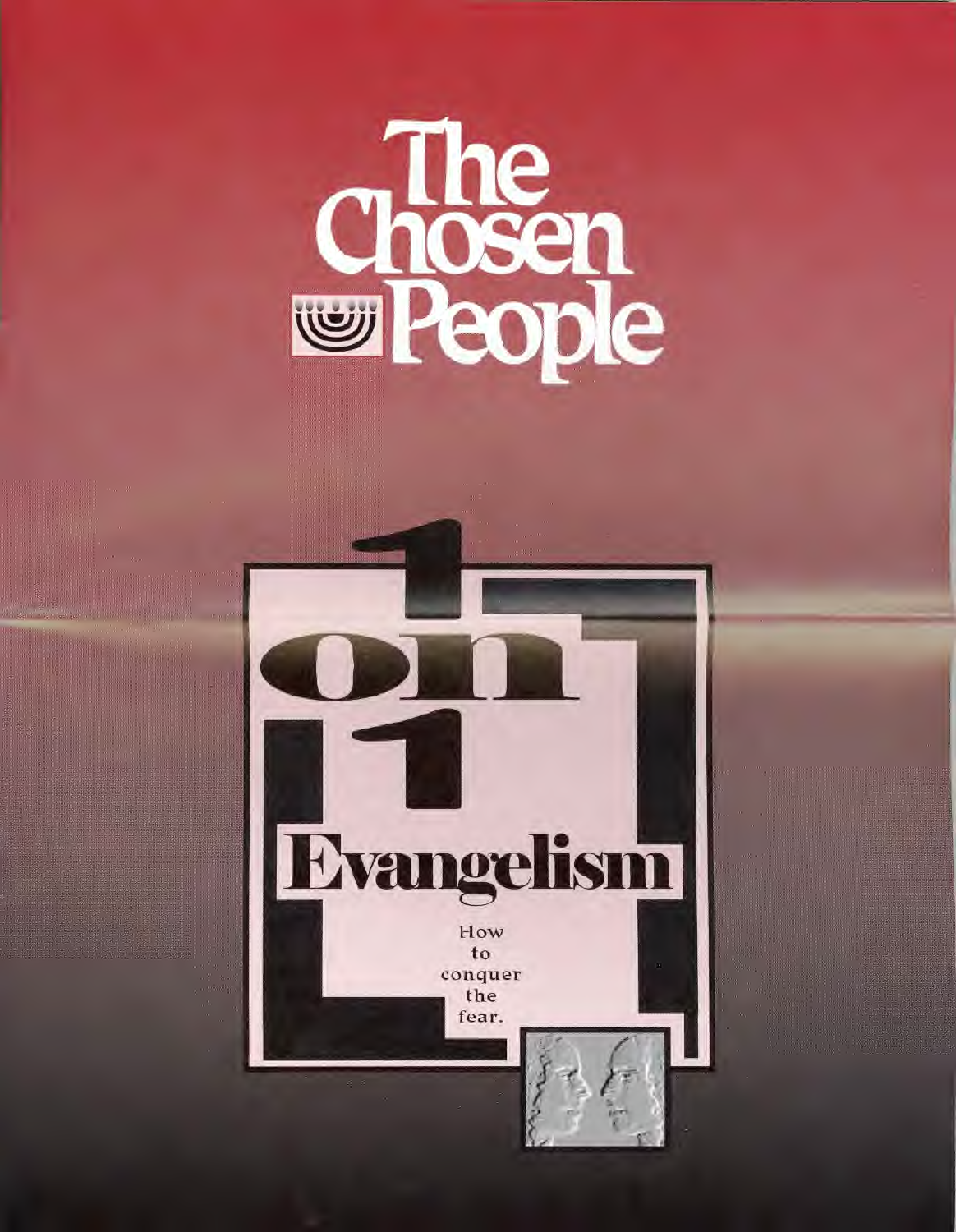# The Chosen People

# 1 on 1 Evangelism

How to conquer the fear.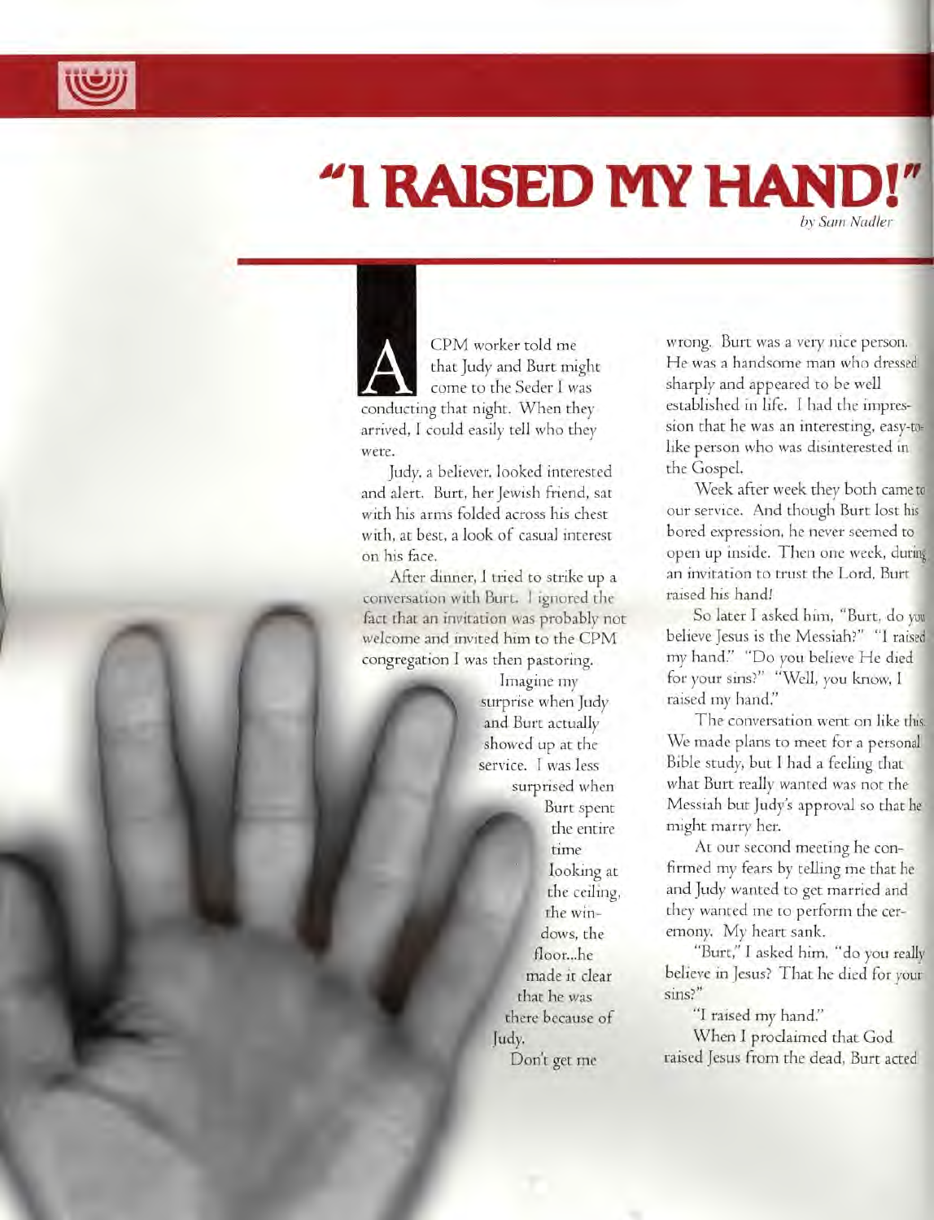# "I RAISED MY HAND!"

*by Sam Nadler*

A CPM worker told me that Judy and Burt might come to the Seder I was conducting that night. When they arrived, I could easily tell who they were.

Judy, a believer, looked interested and alert. Burt, her Jewish friend, sat with his arms folded across his chest with, at best, a look of casual interest on his face.

After dinner, I tried to strike up a conversation with Burt. I ignored the fact that an invitation was probably not welcome and invited him to the CPM congregation I was then pastoring.

Imagine my surprise when Judy and Burt actually showed up at the service. I was less surprised when Burt spent the entire time looking at the ceiling, the windows, the floor...he made it clear that he was there because of Judy.

Don't get me wrong. Burt was a very nice person. He was a handsome man who dressed sharply and appeared to be well established in life. I had the impression that he was an interesting, easy-to-like person who was disinterested in the Gospel.

Week after week they both came to our service. And though Burt lost his bored expression, he never seemed to open up inside. Then one week, during an invitation to trust the Lord, Burt raised his hand!

So later I asked him, "Burt, do you believe Jesus is the Messiah?" "I raised my hand." "Do you believe He died for your sins?" "Well, you know, I raised my hand."

The conversation went on like this. We made plans to meet for a personal Bible study, but I had a feeling that what Burt really wanted was not the Messiah but Judy's approval so that he might marry her.

At our second meeting he confirmed my fears by telling me that he and Judy wanted to get married and they wanted me to perform the ceremony. My heart sank.

"Burt," I asked him, "do you really believe in Jesus? That he died for your sins?"

"I raised my hand."

When I proclaimed that God raised Jesus from the dead, Burt acted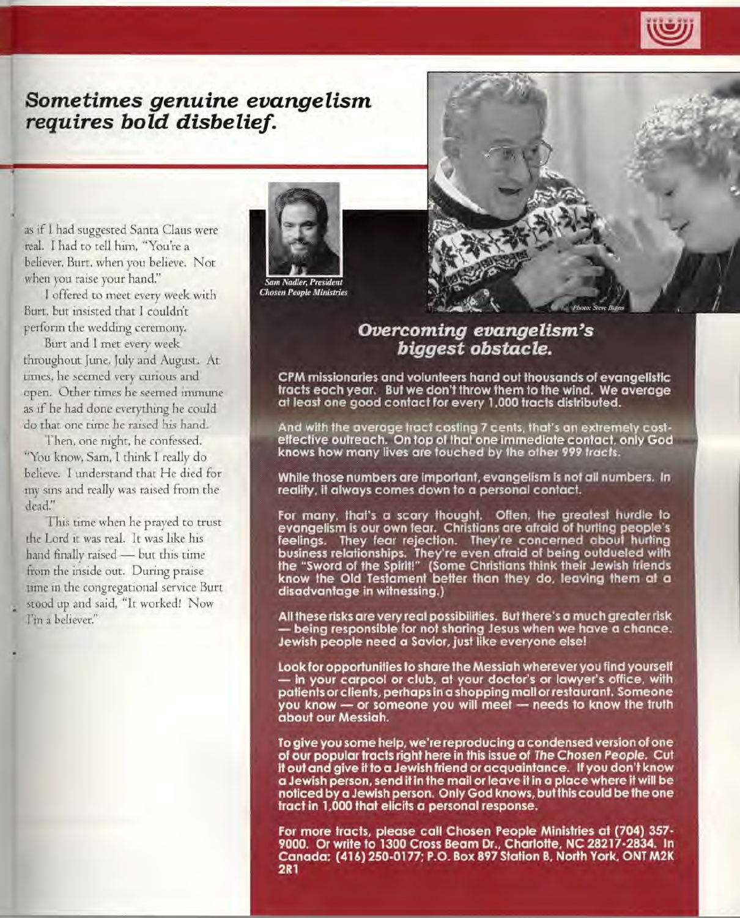## *Sometimes genuine evangelism requires bold disbelief.*

as if I had suggested Santa Claus were real. I had to tell him, "You're a believer, Burt, when you believe. Not when you raise your hand."

I offered to meet every week with Burt, but insisted that I couldn't perform the wedding ceremony.

Burt and I met every week throughout June, July and August. At times, he seemed very curious and open. Other times he seemed immune as if he had done everything he could do that one time he raised his hand.

Then, one night, he confessed. "You know, Sam, I think I really do believe. I understand that He died for my sins and really was raised from the dead."

This time when he prayed to trust the Lord it was real. It was like his hand finally raised — but this time from the inside out. During praise time in the congregational service Burt stood up and said, "It worked! Now I'm a believer."

*Sam Nadler, President Chosen People Ministries*

Photo: Steve Burns

## *Overcoming evangelism's biggest obstacle.*

**CPM missionaries and volunteers hand out thousands of evangelistic tracts each year. But we don't throw them to the wind. We average at least one good contact for every 1,000 tracts distributed.**

**And with the average tract costing 7 cents, that's an extremely cost-effective outreach. On top of that one immediate contact, only God knows how many lives are touched by the other 999 tracts.**

**While those numbers are important, evangelism is not all numbers. In reality, it always comes down to a personal contact.**

**For many, that's a scary thought. Often, the greatest hurdle to evangelism is our own fear. Christians are afraid of hurting people's feelings. They fear rejection. They're concerned about hurting business relationships. They're even afraid of being outdueled with the "Sword of the Spirit!" (Some Christians think their Jewish friends know the Old Testament better than they do, leaving them at a disadvantage in witnessing.)**

**All these risks are very real possibilities. But there's a much greater risk — being responsible for not sharing Jesus when we have a chance. Jewish people need a Savior, just like everyone else!**

**Look for opportunities to share the Messiah wherever you find yourself — in your carpool or club, at your doctor's or lawyer's office, with patients or clients, perhaps in a shopping mall or restaurant. Someone you know — or someone you will meet — needs to know the truth about our Messiah.**

**To give you some help, we're reproducing a condensed version of one of our popular tracts right here in this issue of *The Chosen People*. Cut it out and give it to a Jewish friend or acquaintance. If you don't know a Jewish person, send it in the mail or leave it in a place where it will be noticed by a Jewish person. Only God knows, but this could be the one tract in 1,000 that elicits a personal response.**

**For more tracts, please call Chosen People Ministries at (704) 357-9000. Or write to 1300 Cross Beam Dr., Charlotte, NC 28217-2834. In Canada: (416) 250-0177; P.O. Box 897 Station B, North York, ONT M2K 2R1**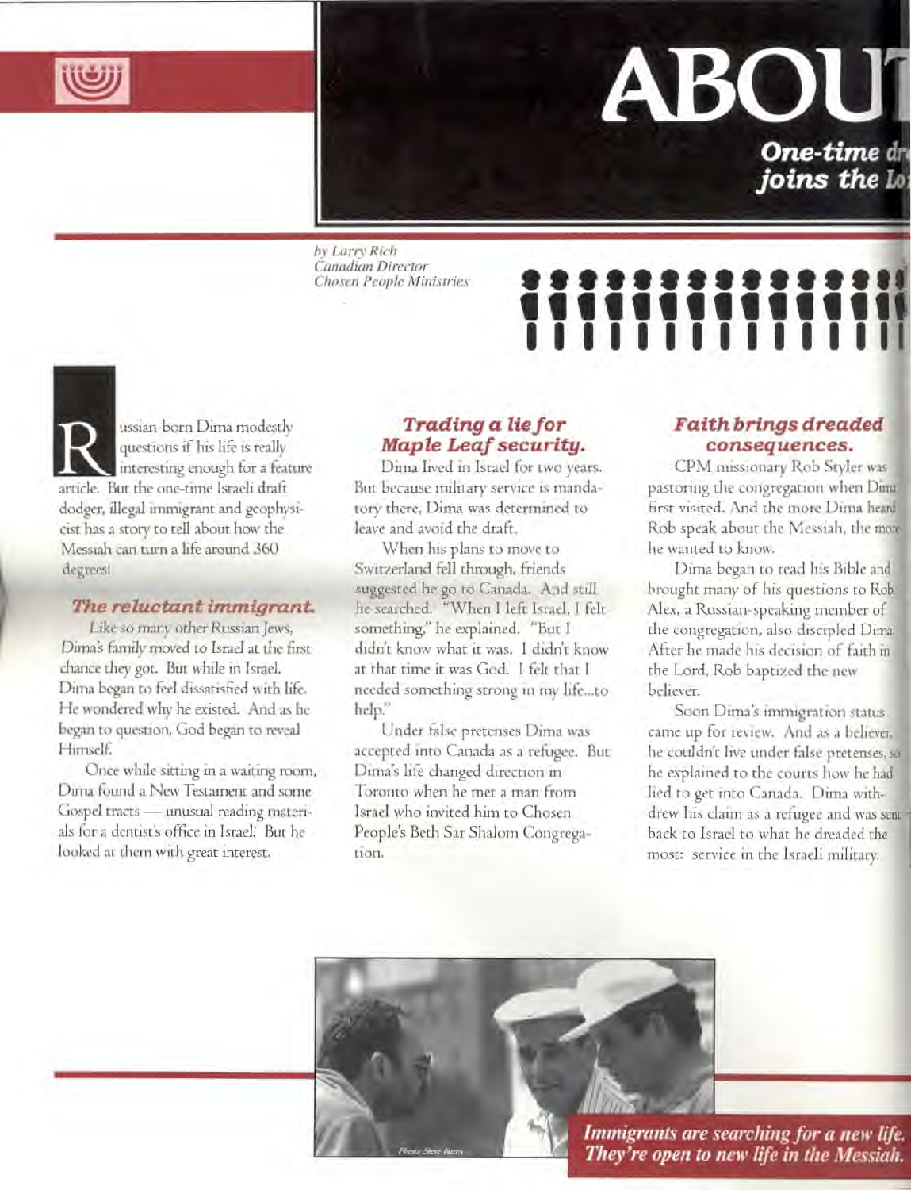# ABOUT

***One-time dr… joins the Lo…***

*by Larry Rich*
*Canadian Director*
*Chosen People Ministries*

Russian-born Dima modestly questions if his life is really interesting enough for a feature article. But the one-time Israeli draft dodger, illegal immigrant and geophysicist has a story to tell about how the Messiah can turn a life around 360 degrees!

### *The reluctant immigrant.*

Like so many other Russian Jews, Dima's family moved to Israel at the first chance they got. But while in Israel, Dima began to feel dissatisfied with life. He wondered why he existed. And as he began to question, God began to reveal Himself.

Once while sitting in a waiting room, Dima found a New Testament and some Gospel tracts — unusual reading materials for a dentist's office in Israel! But he looked at them with great interest.

### *Trading a lie for Maple Leaf security.*

Dima lived in Israel for two years. But because military service is mandatory there, Dima was determined to leave and avoid the draft.

When his plans to move to Switzerland fell through, friends suggested he go to Canada. And still he searched. "When I left Israel, I felt something," he explained. "But I didn't know what it was. I didn't know at that time it was God. I felt that I needed something strong in my life...to help."

Under false pretenses Dima was accepted into Canada as a refugee. But Dima's life changed direction in Toronto when he met a man from Israel who invited him to Chosen People's Beth Sar Shalom Congregation.

### *Faith brings dreaded consequences.*

CPM missionary Rob Styler was pastoring the congregation when Dima first visited. And the more Dima heard Rob speak about the Messiah, the more he wanted to know.

Dima began to read his Bible and brought many of his questions to Rob. Alex, a Russian-speaking member of the congregation, also discipled Dima. After he made his decision of faith in the Lord, Rob baptized the new believer.

Soon Dima's immigration status came up for review. And as a believer, he couldn't live under false pretenses, so he explained to the courts how he had lied to get into Canada. Dima withdrew his claim as a refugee and was sent back to Israel to what he dreaded the most: service in the Israeli military.

Photo: Steve Burns

***Immigrants are searching for a new life. They're open to new life in the Messiah.***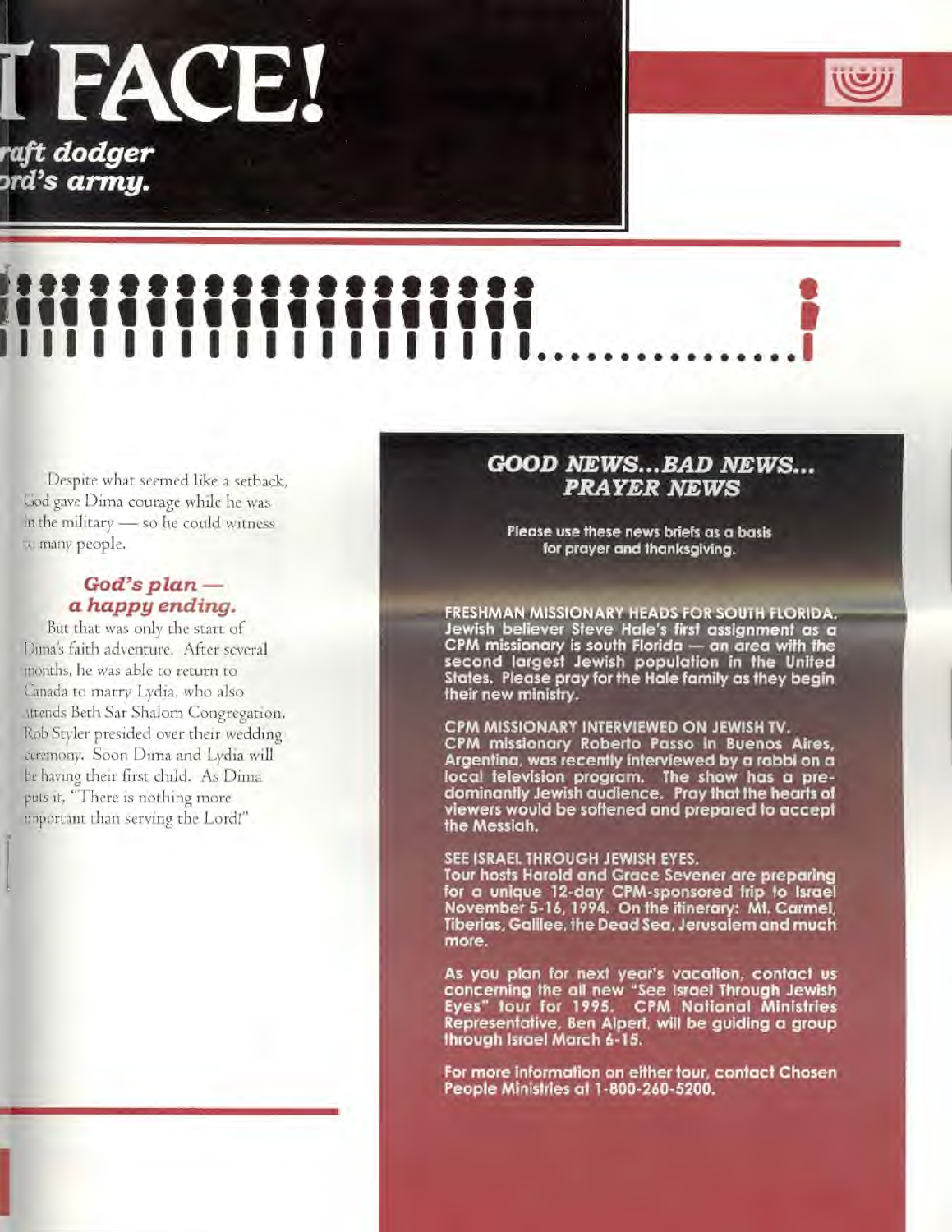# T FACE!

*raft dodger*
*ord's army.*

Despite what seemed like a setback, God gave Dima courage while he was in the military — so he could witness to many people.

### *God's plan — a happy ending.*

But that was only the start of Dima's faith adventure. After several months, he was able to return to Canada to marry Lydia, who also attends Beth Sar Shalom Congregation. Rob Styler presided over their wedding ceremony. Soon Dima and Lydia will be having their first child. As Dima puts it, "There is nothing more important than serving the Lord!"

## *GOOD NEWS...BAD NEWS... PRAYER NEWS*

**Please use these news briefs as a basis for prayer and thanksgiving.**

**FRESHMAN MISSIONARY HEADS FOR SOUTH FLORIDA.** Jewish believer Steve Hale's first assignment as a CPM missionary is south Florida — an area with the second largest Jewish population in the United States. Please pray for the Hale family as they begin their new ministry.

**CPM MISSIONARY INTERVIEWED ON JEWISH TV.** CPM missionary Roberto Passo in Buenos Aires, Argentina, was recently interviewed by a rabbi on a local television program. The show has a predominantly Jewish audience. Pray that the hearts of viewers would be softened and prepared to accept the Messiah.

**SEE ISRAEL THROUGH JEWISH EYES.** Tour hosts Harold and Grace Sevener are preparing for a unique 12-day CPM-sponsored trip to Israel November 5-16, 1994. On the itinerary: Mt. Carmel, Tiberias, Galilee, the Dead Sea, Jerusalem and much more.

As you plan for next year's vacation, contact us concerning the all new "See Israel Through Jewish Eyes" tour for 1995. CPM National Ministries Representative, Ben Alpert, will be guiding a group through Israel March 6-15.

For more information on either tour, contact Chosen People Ministries at 1-800-260-5200.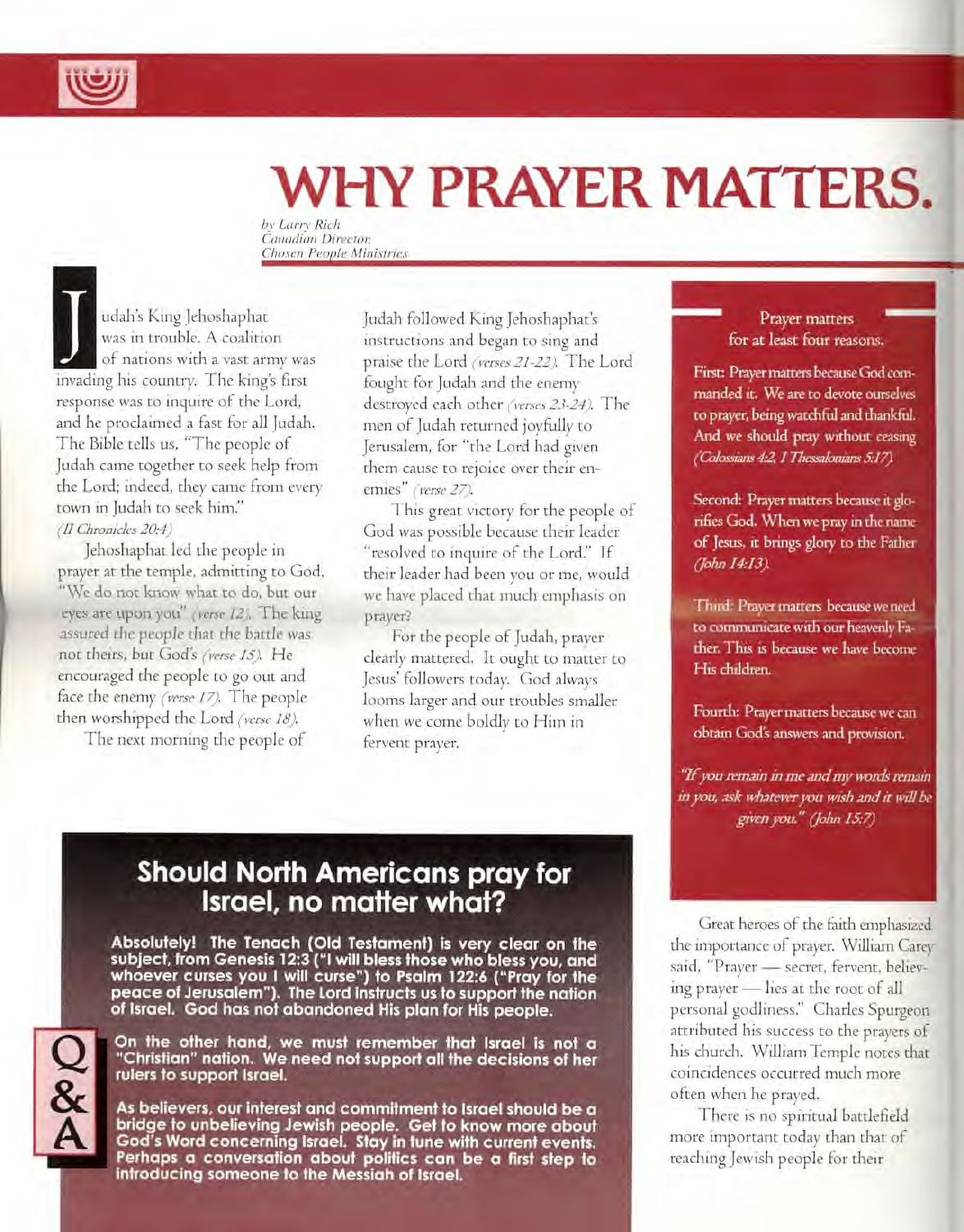# WHY PRAYER MATTERS.

*by Larry Rich*
*Canadian Director,*
*Chosen People Ministries*

Judah's King Jehoshaphat was in trouble. A coalition of nations with a vast army was invading his country. The king's first response was to inquire of the Lord, and he proclaimed a fast for all Judah. The Bible tells us, "The people of Judah came together to seek help from the Lord; indeed, they came from every town in Judah to seek him." *(II Chronicles 20:4)*

Jehoshaphat led the people in prayer at the temple, admitting to God, "We do not know what to do, but our eyes are upon you" *(verse 12)*. The king assured the people that the battle was not theirs, but God's *(verse 15)*. He encouraged the people to go out and face the enemy *(verse 17)*. The people then worshipped the Lord *(verse 18)*.

The next morning the people of Judah followed King Jehoshaphat's instructions and began to sing and praise the Lord *(verses 21-22)*. The Lord fought for Judah and the enemy destroyed each other *(verses 23-24)*. The men of Judah returned joyfully to Jerusalem, for "the Lord had given them cause to rejoice over their enemies" *(verse 27)*.

This great victory for the people of God was possible because their leader "resolved to inquire of the Lord." If their leader had been you or me, would we have placed that much emphasis on prayer?

For the people of Judah, prayer clearly mattered. It ought to matter to Jesus' followers today. God always looms larger and our troubles smaller when we come boldly to Him in fervent prayer.

### Prayer matters for at least four reasons.

First: Prayer matters because God commanded it. We are to devote ourselves to prayer, being watchful and thankful. And we should pray without ceasing *(Colossians 4:2, I Thessalonians 5:17)*.

Second: Prayer matters because it glorifies God. When we pray in the name of Jesus, it brings glory to the Father *(John 14:13)*.

Third: Prayer matters because we need to communicate with our heavenly Father. This is because we have become His children.

Fourth: Prayer matters because we can obtain God's answers and provision.

*"If you remain in me and my words remain in you, ask whatever you wish and it will be given you." (John 15:7)*

Great heroes of the faith emphasized the importance of prayer. William Carey said, "Prayer — secret, fervent, believing prayer — lies at the root of all personal godliness." Charles Spurgeon attributed his success to the prayers of his church. William Temple notes that coincidences occurred much more often when he prayed.

There is no spiritual battlefield more important today than that of reaching Jewish people for their

## Q & A

## Should North Americans pray for Israel, no matter what?

**Absolutely! The Tenach (Old Testament) is very clear on the subject, from Genesis 12:3 ("I will bless those who bless you, and whoever curses you I will curse") to Psalm 122:6 ("Pray for the peace of Jerusalem"). The Lord instructs us to support the nation of Israel. God has not abandoned His plan for His people.**

**On the other hand, we must remember that Israel is not a "Christian" nation. We need not support all the decisions of her rulers to support Israel.**

**As believers, our interest and commitment to Israel should be a bridge to unbelieving Jewish people. Get to know more about God's Word concerning Israel. Stay in tune with current events. Perhaps a conversation about politics can be a first step to introducing someone to the Messiah of Israel.**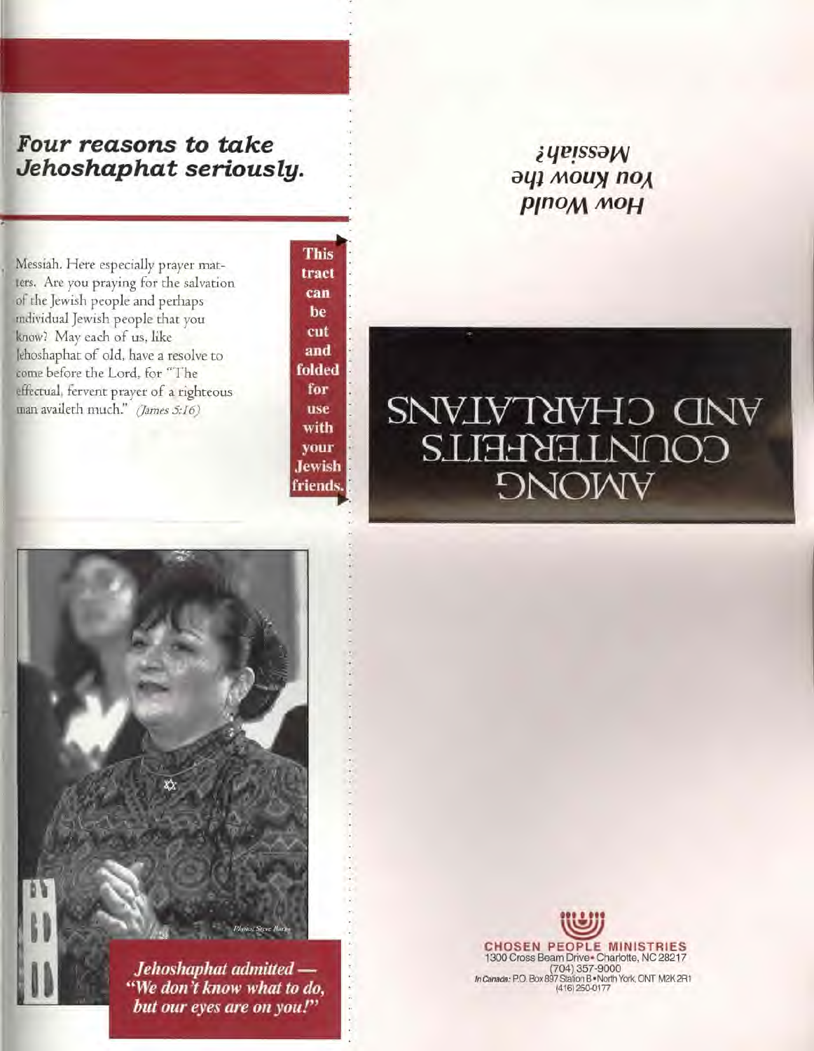## *Four reasons to take Jehoshaphat seriously.*

Messiah. Here especially prayer matters. Are you praying for the salvation of the Jewish people and perhaps individual Jewish people that you know? May each of us, like Jehoshaphat of old, have a resolve to come before the Lord, for "The effectual, fervent prayer of a righteous man availeth much." *(James 5:16)*

**This tract can be cut and folded for use with your Jewish friends.**

Photo: Steve Barth

*Jehoshaphat admitted — "We don't know what to do, but our eyes are on you!"*

***How Would You know the Messiah?***

AMONG COUNTERFEITS AND CHARLATANS

**CHOSEN PEOPLE MINISTRIES**
1300 Cross Beam Drive • Charlotte, NC 28217
(704) 357-9000
*In Canada:* P.O. Box 897 Station B • North York, ONT M2K 2R1
(416) 250-0177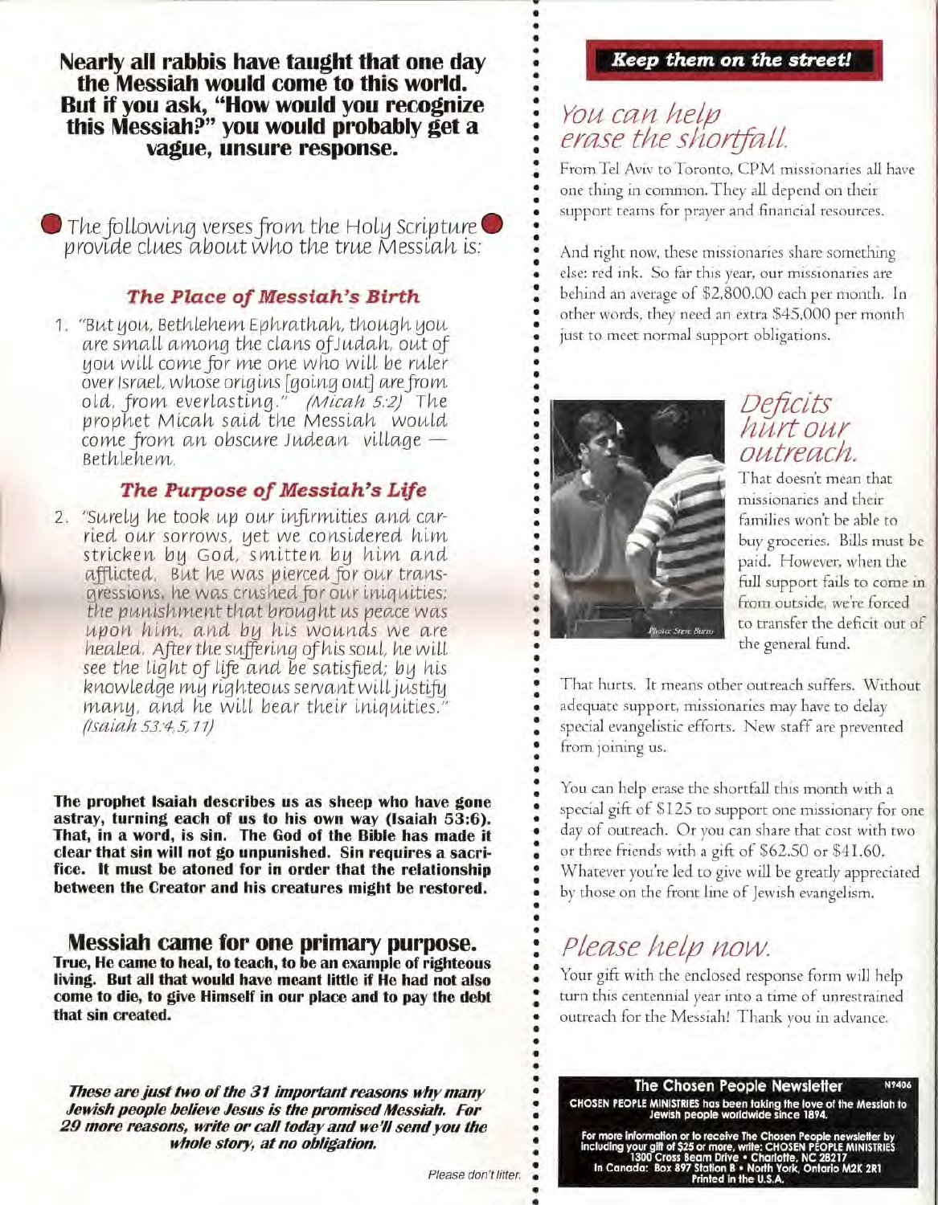**Nearly all rabbis have taught that one day the Messiah would come to this world. But if you ask, "How would you recognize this Messiah?" you would probably get a vague, unsure response.**

The following verses from the Holy Scripture provide clues about who the true Messiah is:

### *The Place of Messiah's Birth*

1. "But you, Bethlehem Ephrathah, though you are small among the clans of Judah, out of you will come for me one who will be ruler over Israel, whose origins [going out] are from old, from everlasting." *(Micah 5:2)* The prophet Micah said the Messiah would come from an obscure Judean village — Bethlehem.

### *The Purpose of Messiah's Life*

2. "Surely he took up our infirmities and carried our sorrows, yet we considered him stricken by God, smitten by him and afflicted. But he was pierced for our transgressions, he was crushed for our iniquities; the punishment that brought us peace was upon him, and by his wounds we are healed. After the suffering of his soul, he will see the light of life and be satisfied; by his knowledge my righteous servant will justify many, and he will bear their iniquities." *(Isaiah 53:4,5,11)*

**The prophet Isaiah describes us as sheep who have gone astray, turning each of us to his own way (Isaiah 53:6). That, in a word, is sin. The God of the Bible has made it clear that sin will not go unpunished. Sin requires a sacrifice. It must be atoned for in order that the relationship between the Creator and his creatures might be restored.**

## Messiah came for one primary purpose.

**True, He came to heal, to teach, to be an example of righteous living. But all that would have meant little if He had not also come to die, to give Himself in our place and to pay the debt that sin created.**

***These are just two of the 31 important reasons why many Jewish people believe Jesus is the promised Messiah. For 29 more reasons, write or call today and we'll send you the whole story, at no obligation.***

*Please don't litter.*

***Keep them on the street!***

## *You can help erase the shortfall.*

From Tel Aviv to Toronto, CPM missionaries all have one thing in common. They all depend on their support teams for prayer and financial resources.

And right now, these missionaries share something else: red ink. So far this year, our missionaries are behind an average of $2,800.00 each per month. In other words, they need an extra $45,000 per month just to meet normal support obligations.

*Photo: Steve Burns*

## *Deficits hurt our outreach.*

That doesn't mean that missionaries and their families won't be able to buy groceries. Bills must be paid. However, when the full support fails to come in from outside, we're forced to transfer the deficit out of the general fund.

That hurts. It means other outreach suffers. Without adequate support, missionaries may have to delay special evangelistic efforts. New staff are prevented from joining us.

You can help erase the shortfall this month with a special gift of $125 to support one missionary for one day of outreach. Or you can share that cost with two or three friends with a gift of $62.50 or $41.60. Whatever you're led to give will be greatly appreciated by those on the front line of Jewish evangelism.

## *Please help now.*

Your gift with the enclosed response form will help turn this centennial year into a time of unrestrained outreach for the Messiah! Thank you in advance.

**The Chosen People Newsletter** N9406

**CHOSEN PEOPLE MINISTRIES has been taking the love of the Messiah to Jewish people worldwide since 1894.**

**For more information or to receive The Chosen People newsletter by including your gift of $25 or more, write: CHOSEN PEOPLE MINISTRIES 1300 Cross Beam Drive • Charlotte, NC 28217**
**In Canada: Box 897 Station B • North York, Ontario M2K 2R1**
**Printed in the U.S.A.**